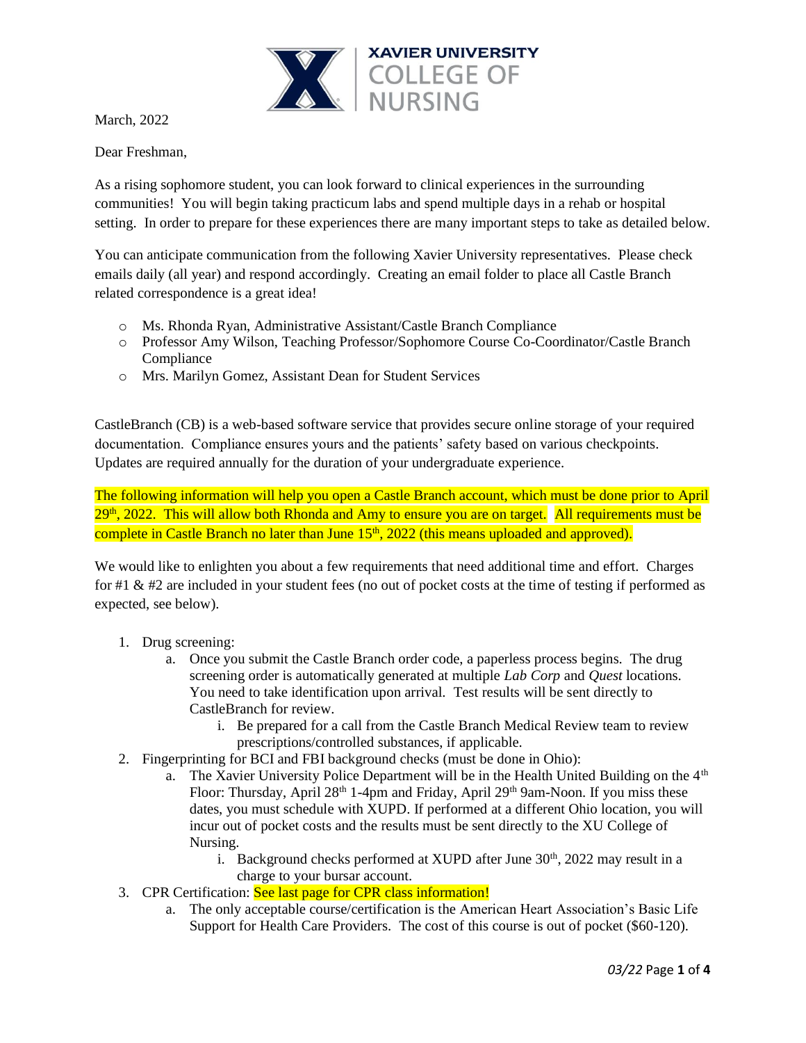XAVIER UNIVERSITY COLLEGE OF NURSING

March, 2022

Dear Freshman,

As a rising sophomore student, you can look forward to clinical experiences in the surrounding communities! You will begin taking practicum labs and spend multiple days in a rehab or hospital setting. In order to prepare for these experiences there are many important steps to take as detailed below.

You can anticipate communication from the following Xavier University representatives. Please check emails daily (all year) and respond accordingly. Creating an email folder to place all Castle Branch related correspondence is a great idea!

- Ms. Rhonda Ryan, Administrative Assistant/Castle Branch Compliance
- Professor Amy Wilson, Teaching Professor/Sophomore Course Co-Coordinator/Castle Branch Compliance
- Mrs. Marilyn Gomez, Assistant Dean for Student Services

CastleBranch (CB) is a web-based software service that provides secure online storage of your required documentation. Compliance ensures yours and the patients' safety based on various checkpoints. Updates are required annually for the duration of your undergraduate experience.

The following information will help you open a Castle Branch account, which must be done prior to April 29th, 2022. This will allow both Rhonda and Amy to ensure you are on target. All requirements must be complete in Castle Branch no later than June 15th, 2022 (this means uploaded and approved).

We would like to enlighten you about a few requirements that need additional time and effort. Charges for #1 & #2 are included in your student fees (no out of pocket costs at the time of testing if performed as expected, see below).

1. Drug screening:
   a. Once you submit the Castle Branch order code, a paperless process begins. The drug screening order is automatically generated at multiple *Lab Corp* and *Quest* locations. You need to take identification upon arrival. Test results will be sent directly to CastleBranch for review.
      i. Be prepared for a call from the Castle Branch Medical Review team to review prescriptions/controlled substances, if applicable.
2. Fingerprinting for BCI and FBI background checks (must be done in Ohio):
   a. The Xavier University Police Department will be in the Health United Building on the 4th Floor: Thursday, April 28th 1-4pm and Friday, April 29th 9am-Noon. If you miss these dates, you must schedule with XUPD. If performed at a different Ohio location, you will incur out of pocket costs and the results must be sent directly to the XU College of Nursing.
      i. Background checks performed at XUPD after June 30th, 2022 may result in a charge to your bursar account.
3. CPR Certification: See last page for CPR class information!
   a. The only acceptable course/certification is the American Heart Association's Basic Life Support for Health Care Providers. The cost of this course is out of pocket ($60-120).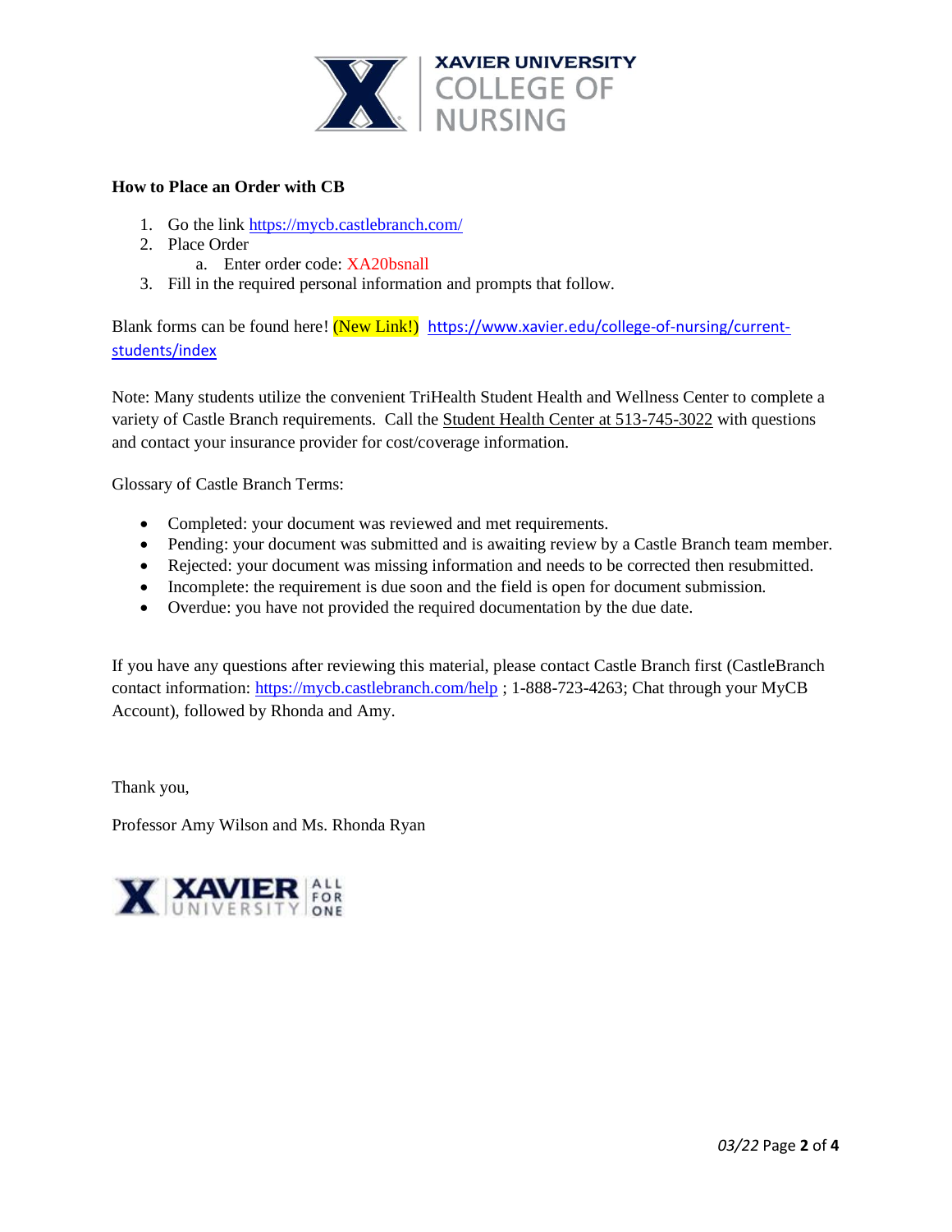**How to Place an Order with CB**

1. Go the link https://mycb.castlebranch.com/
2. Place Order
   a. Enter order code: XA20bsnall
3. Fill in the required personal information and prompts that follow.

Blank forms can be found here! (New Link!) https://www.xavier.edu/college-of-nursing/current-students/index

Note: Many students utilize the convenient TriHealth Student Health and Wellness Center to complete a variety of Castle Branch requirements. Call the Student Health Center at 513-745-3022 with questions and contact your insurance provider for cost/coverage information.

Glossary of Castle Branch Terms:

- Completed: your document was reviewed and met requirements.
- Pending: your document was submitted and is awaiting review by a Castle Branch team member.
- Rejected: your document was missing information and needs to be corrected then resubmitted.
- Incomplete: the requirement is due soon and the field is open for document submission.
- Overdue: you have not provided the required documentation by the due date.

If you have any questions after reviewing this material, please contact Castle Branch first (CastleBranch contact information: https://mycb.castlebranch.com/help ; 1-888-723-4263; Chat through your MyCB Account), followed by Rhonda and Amy.

Thank you,

Professor Amy Wilson and Ms. Rhonda Ryan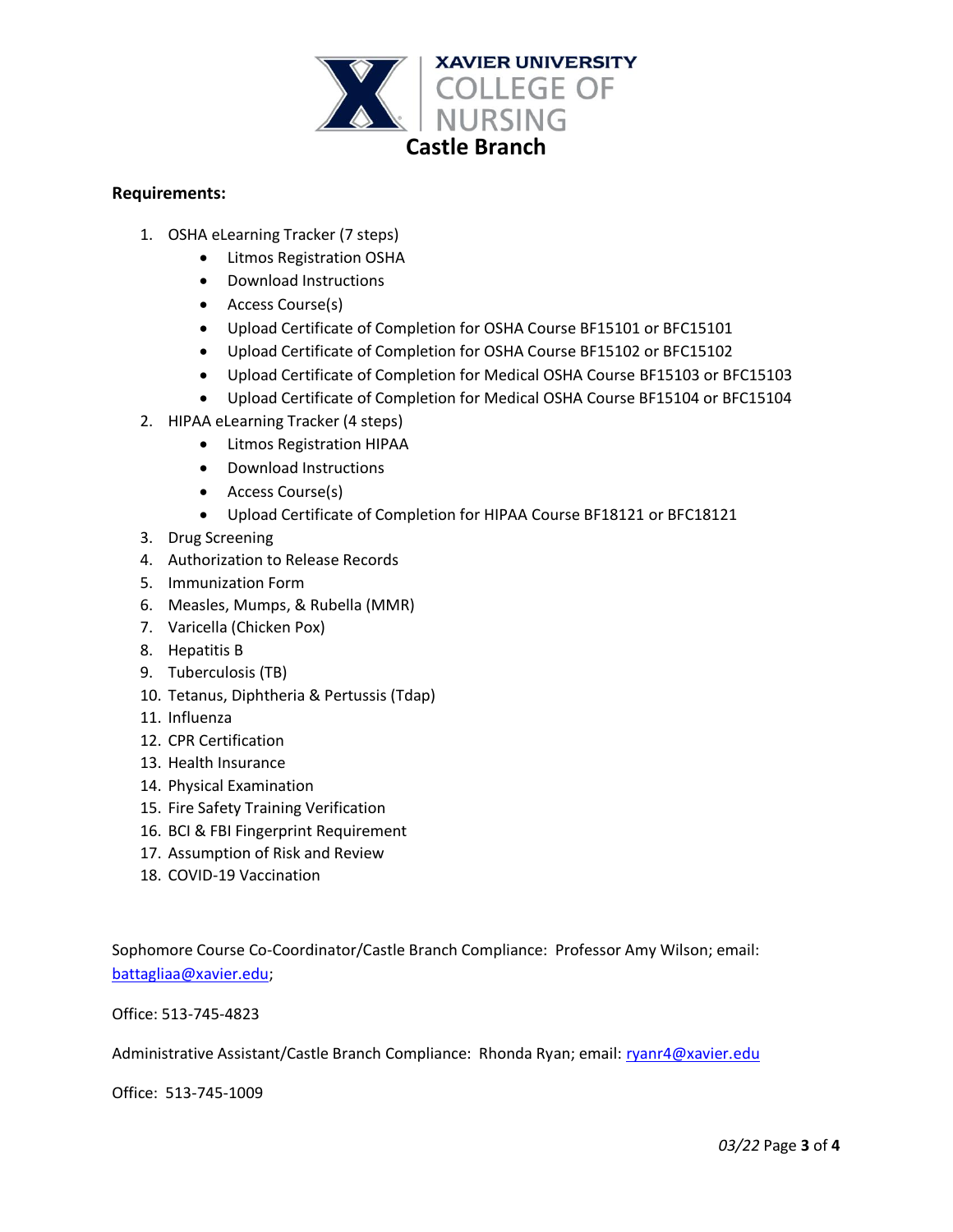**XAVIER UNIVERSITY COLLEGE OF NURSING**

# Castle Branch

**Requirements:**

1. OSHA eLearning Tracker (7 steps)
    - Litmos Registration OSHA
    - Download Instructions
    - Access Course(s)
    - Upload Certificate of Completion for OSHA Course BF15101 or BFC15101
    - Upload Certificate of Completion for OSHA Course BF15102 or BFC15102
    - Upload Certificate of Completion for Medical OSHA Course BF15103 or BFC15103
    - Upload Certificate of Completion for Medical OSHA Course BF15104 or BFC15104
2. HIPAA eLearning Tracker (4 steps)
    - Litmos Registration HIPAA
    - Download Instructions
    - Access Course(s)
    - Upload Certificate of Completion for HIPAA Course BF18121 or BFC18121
3. Drug Screening
4. Authorization to Release Records
5. Immunization Form
6. Measles, Mumps, & Rubella (MMR)
7. Varicella (Chicken Pox)
8. Hepatitis B
9. Tuberculosis (TB)
10. Tetanus, Diphtheria & Pertussis (Tdap)
11. Influenza
12. CPR Certification
13. Health Insurance
14. Physical Examination
15. Fire Safety Training Verification
16. BCI & FBI Fingerprint Requirement
17. Assumption of Risk and Review
18. COVID-19 Vaccination

Sophomore Course Co-Coordinator/Castle Branch Compliance: Professor Amy Wilson; email: battagliaa@xavier.edu;

Office: 513-745-4823

Administrative Assistant/Castle Branch Compliance: Rhonda Ryan; email: ryanr4@xavier.edu

Office: 513-745-1009

*03/22*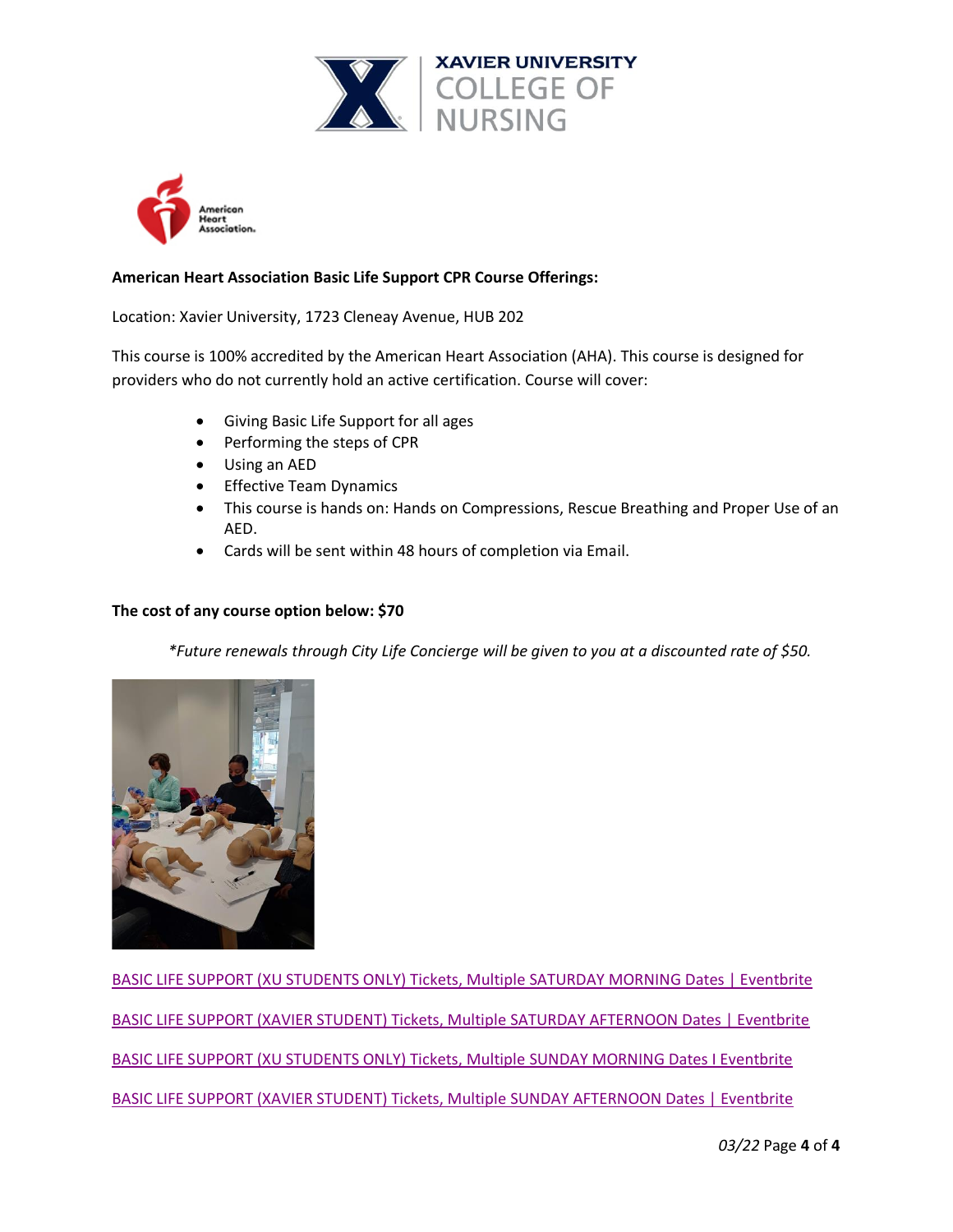**American Heart Association Basic Life Support CPR Course Offerings:**

Location: Xavier University, 1723 Cleneay Avenue, HUB 202

This course is 100% accredited by the American Heart Association (AHA). This course is designed for providers who do not currently hold an active certification. Course will cover:

- Giving Basic Life Support for all ages
- Performing the steps of CPR
- Using an AED
- Effective Team Dynamics
- This course is hands on: Hands on Compressions, Rescue Breathing and Proper Use of an AED.
- Cards will be sent within 48 hours of completion via Email.

**The cost of any course option below: $70**

*\*Future renewals through City Life Concierge will be given to you at a discounted rate of $50.*

BASIC LIFE SUPPORT (XU STUDENTS ONLY) Tickets, Multiple SATURDAY MORNING Dates | Eventbrite

BASIC LIFE SUPPORT (XAVIER STUDENT) Tickets, Multiple SATURDAY AFTERNOON Dates | Eventbrite

BASIC LIFE SUPPORT (XU STUDENTS ONLY) Tickets, Multiple SUNDAY MORNING Dates I Eventbrite

BASIC LIFE SUPPORT (XAVIER STUDENT) Tickets, Multiple SUNDAY AFTERNOON Dates | Eventbrite

*03/22*